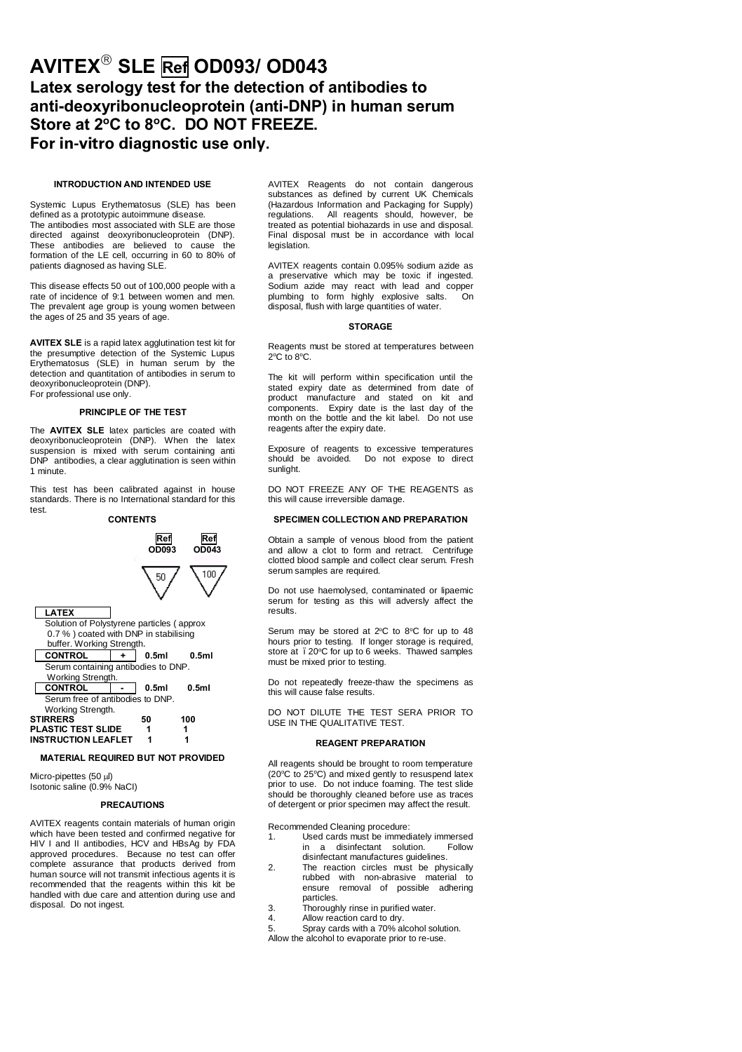# AVITEX® SLE Ref OD093/ OD043

## Latex serology test for the detection of antibodies to anti-deoxyribonucleoprotein (anti-DNP) in human serum
## Store at 2°C to 8°C. DO NOT FREEZE.
## For in-vitro diagnostic use only.

### INTRODUCTION AND INTENDED USE

Systemic Lupus Erythematosus (SLE) has been defined as a prototypic autoimmune disease.
The antibodies most associated with SLE are those directed against deoxyribonucleoprotein (DNP). These antibodies are believed to cause the formation of the LE cell, occurring in 60 to 80% of patients diagnosed as having SLE.

This disease effects 50 out of 100,000 people with a rate of incidence of 9:1 between women and men. The prevalent age group is young women between the ages of 25 and 35 years of age.

**AVITEX SLE** is a rapid latex agglutination test kit for the presumptive detection of the Systemic Lupus Erythematosus (SLE) in human serum by the detection and quantitation of antibodies in serum to deoxyribonucleoprotein (DNP).
For professional use only.

### PRINCIPLE OF THE TEST

The **AVITEX SLE** latex particles are coated with deoxyribonucleoprotein (DNP). When the latex suspension is mixed with serum containing anti DNP antibodies, a clear agglutination is seen within 1 minute.

This test has been calibrated against in house standards. There is no International standard for this test.

### CONTENTS

| | Ref OD093 | Ref OD043 |
|---|---|---|
| | 50 | 100 |
| **LATEX** Solution of Polystyrene particles (approx 0.7 %) coated with DNP in stabilising buffer. Working Strength. | | |
| **CONTROL +** Serum containing antibodies to DNP. Working Strength. | 0.5ml | 0.5ml |
| **CONTROL -** Serum free of antibodies to DNP. Working Strength. | 0.5ml | 0.5ml |
| **STIRRERS** | 50 | 100 |
| **PLASTIC TEST SLIDE** | 1 | 1 |
| **INSTRUCTION LEAFLET** | 1 | 1 |

### MATERIAL REQUIRED BUT NOT PROVIDED

Micro-pipettes (50 µl)
Isotonic saline (0.9% NaCl)

### PRECAUTIONS

AVITEX reagents contain materials of human origin which have been tested and confirmed negative for HIV I and II antibodies, HCV and HBsAg by FDA approved procedures. Because no test can offer complete assurance that products derived from human source will not transmit infectious agents it is recommended that the reagents within this kit be handled with due care and attention during use and disposal. Do not ingest.

AVITEX Reagents do not contain dangerous substances as defined by current UK Chemicals (Hazardous Information and Packaging for Supply) regulations. All reagents should, however, be treated as potential biohazards in use and disposal. Final disposal must be in accordance with local legislation.

AVITEX reagents contain 0.095% sodium azide as a preservative which may be toxic if ingested. Sodium azide may react with lead and copper plumbing to form highly explosive salts. On disposal, flush with large quantities of water.

### STORAGE

Reagents must be stored at temperatures between 2°C to 8°C.

The kit will perform within specification until the stated expiry date as determined from date of product manufacture and stated on kit and components. Expiry date is the last day of the month on the bottle and the kit label. Do not use reagents after the expiry date.

Exposure of reagents to excessive temperatures should be avoided. Do not expose to direct sunlight.

DO NOT FREEZE ANY OF THE REAGENTS as this will cause irreversible damage.

### SPECIMEN COLLECTION AND PREPARATION

Obtain a sample of venous blood from the patient and allow a clot to form and retract. Centrifuge clotted blood sample and collect clear serum. Fresh serum samples are required.

Do not use haemolysed, contaminated or lipaemic serum for testing as this will adversly affect the results.

Serum may be stored at 2°C to 8°C for up to 48 hours prior to testing. If longer storage is required, store at -20°C for up to 6 weeks. Thawed samples must be mixed prior to testing.

Do not repeatedly freeze-thaw the specimens as this will cause false results.

DO NOT DILUTE THE TEST SERA PRIOR TO USE IN THE QUALITATIVE TEST.

### REAGENT PREPARATION

All reagents should be brought to room temperature (20°C to 25°C) and mixed gently to resuspend latex prior to use. Do not induce foaming. The test slide should be thoroughly cleaned before use as traces of detergent or prior specimen may affect the result.

Recommended Cleaning procedure:

1. Used cards must be immediately immersed in a disinfectant solution. Follow disinfectant manufactures guidelines.
2. The reaction circles must be physically rubbed with non-abrasive material to ensure removal of possible adhering particles.
3. Thoroughly rinse in purified water.
4. Allow reaction card to dry.
5. Spray cards with a 70% alcohol solution.

Allow the alcohol to evaporate prior to re-use.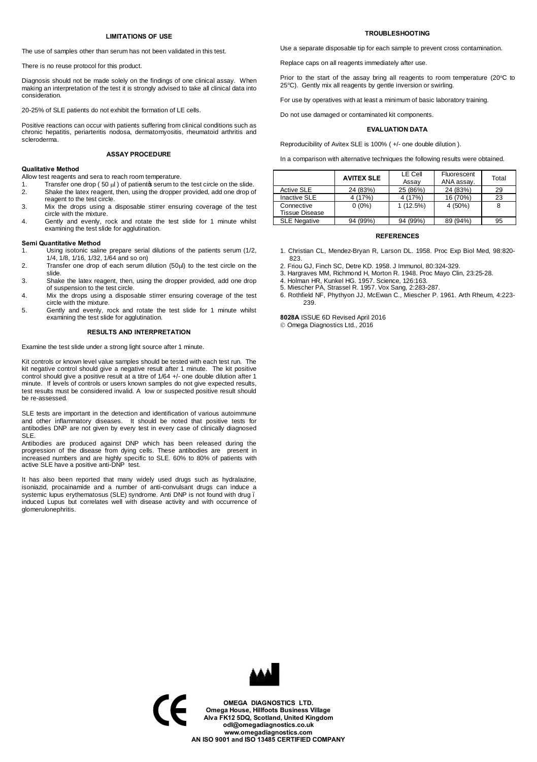## LIMITATIONS OF USE

The use of samples other than serum has not been validated in this test.

There is no reuse protocol for this product.

Diagnosis should not be made solely on the findings of one clinical assay. When making an interpretation of the test it is strongly advised to take all clinical data into consideration.

20-25% of SLE patients do not exhibit the formation of LE cells.

Positive reactions can occur with patients suffering from clinical conditions such as chronic hepatitis, periarteritis nodosa, dermatomyositis, rheumatoid arthritis and scleroderma.

## ASSAY PROCEDURE

**Qualitative Method**

Allow test reagents and sera to reach room temperature.

1. Transfer one drop ( 50 µl ) of patient's serum to the test circle on the slide.
2. Shake the latex reagent, then, using the dropper provided, add one drop of reagent to the test circle.
3. Mix the drops using a disposable stirrer ensuring coverage of the test circle with the mixture.
4. Gently and evenly, rock and rotate the test slide for 1 minute whilst examining the test slide for agglutination.

**Semi Quantitative Method**

1. Using isotonic saline prepare serial dilutions of the patients serum (1/2, 1/4, 1/8, 1/16, 1/32, 1/64 and so on)
2. Transfer one drop of each serum dilution (50µl) to the test circle on the slide.
3. Shake the latex reagent, then, using the dropper provided, add one drop of suspension to the test circle.
4. Mix the drops using a disposable stirrer ensuring coverage of the test circle with the mixture.
5. Gently and evenly, rock and rotate the test slide for 1 minute whilst examining the test slide for agglutination.

## RESULTS AND INTERPRETATION

Examine the test slide under a strong light source after 1 minute.

Kit controls or known level value samples should be tested with each test run. The kit negative control should give a negative result after 1 minute. The kit positive control should give a positive result at a titre of 1/64 +/- one double dilution after 1 minute. If levels of controls or users known samples do not give expected results, test results must be considered invalid. A low or suspected positive result should be re-assessed.

SLE tests are important in the detection and identification of various autoimmune and other inflammatory diseases. It should be noted that positive tests for antibodies DNP are not given by every test in every case of clinically diagnosed SLE.

Antibodies are produced against DNP which has been released during the progression of the disease from dying cells. These antibodies are present in increased numbers and are highly specific to SLE. 60% to 80% of patients with active SLE have a positive anti-DNP test.

It has also been reported that many widely used drugs such as hydralazine, isoniazid, procainamide and a number of anti-convulsant drugs can induce a systemic lupus erythematosus (SLE) syndrome. Anti DNP is not found with drug – induced Lupus but correlates well with disease activity and with occurrence of glomerulonephritis.

## TROUBLESHOOTING

Use a separate disposable tip for each sample to prevent cross contamination.

Replace caps on all reagents immediately after use.

Prior to the start of the assay bring all reagents to room temperature (20°C to 25°C). Gently mix all reagents by gentle inversion or swirling.

For use by operatives with at least a minimum of basic laboratory training.

Do not use damaged or contaminated kit components.

## EVALUATION DATA

Reproducibility of Avitex SLE is 100% ( +/- one double dilution ).

In a comparison with alternative techniques the following results were obtained.

| | **AVITEX SLE** | LE Cell Assay | Fluorescent ANA assay. | Total |
|---|---|---|---|---|
| Active SLE | 24 (83%) | 25 (86%) | 24 (83%) | 29 |
| Inactive SLE | 4 (17%) | 4 (17%) | 16 (70%) | 23 |
| Connective Tissue Disease | 0 (0%) | 1 (12.5%) | 4 (50%) | 8 |
| SLE Negative | 94 (99%) | 94 (99%) | 89 (94%) | 95 |

## REFERENCES

1. Christian CL, Mendez-Bryan R, Larson DL. 1958. Proc Exp Biol Med, 98:820-823.
2. Friou GJ, Finch SC, Detre KD. 1958. J Immunol, 80:324-329.
3. Hargraves MM, Richmond H, Morton R. 1948. Proc Mayo Clin, 23:25-28.
4. Holman HR, Kunkel HG. 1957. Science, 126:163.
5. Miescher PA, Strassel R. 1957. Vox Sang, 2:283-287.
6. Rothfield NF, Phythyon JJ, McEwan C., Miescher P. 1961. Arth Rheum, 4:223-239.

**8028A** ISSUE 6D Revised April 2016
© Omega Diagnostics Ltd., 2016

**OMEGA DIAGNOSTICS LTD.**
**Omega House, Hillfoots Business Village**
**Alva FK12 5DQ, Scotland, United Kingdom**
**odl@omegadiagnostics.co.uk**
**www.omegadiagnostics.com**
**AN ISO 9001 and ISO 13485 CERTIFIED COMPANY**